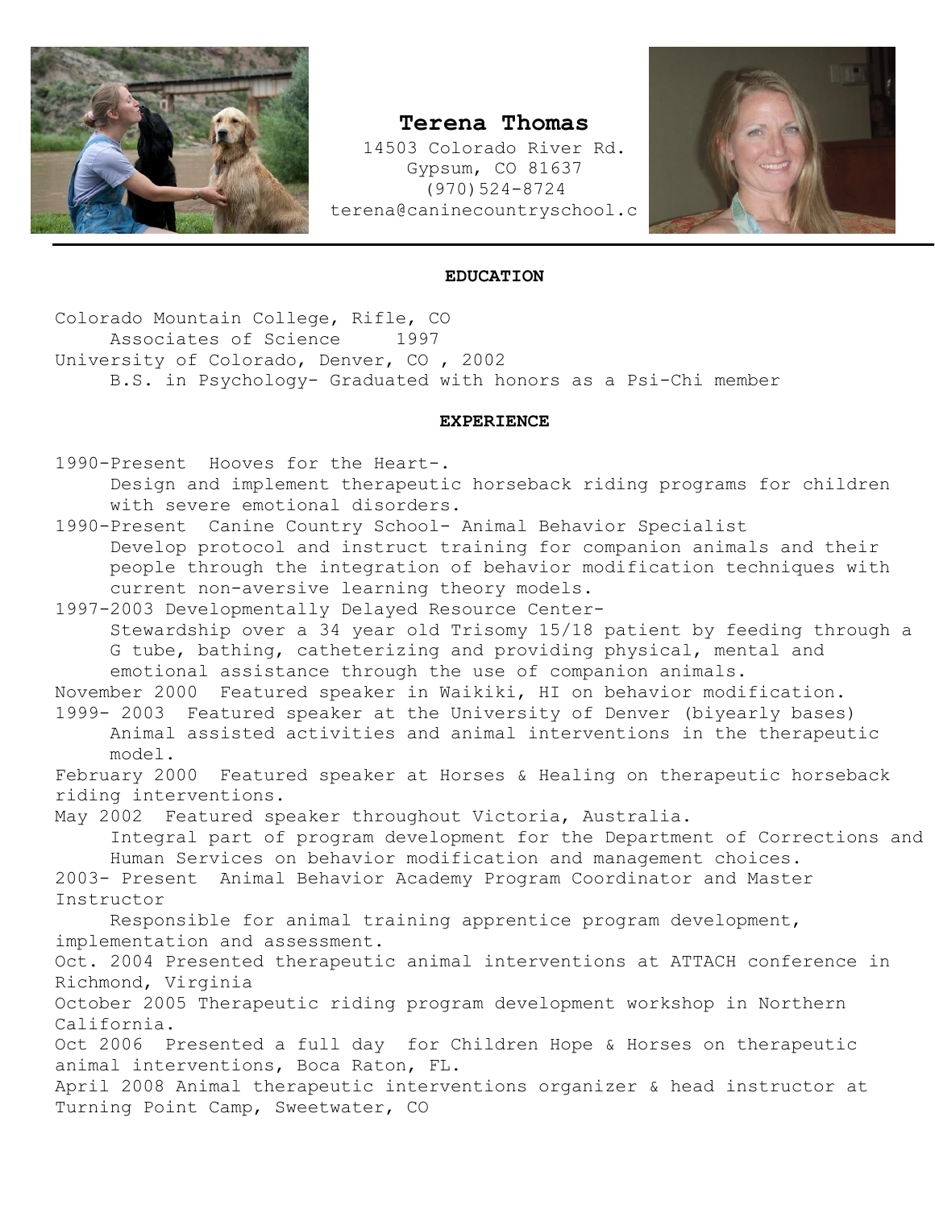# Terena Thomas

14503 Colorado River Rd.
Gypsum, CO 81637
(970)524-8724
terena@caninecountryschool.c

## EDUCATION

Colorado Mountain College, Rifle, CO
Associates of Science 1997
University of Colorado, Denver, CO , 2002
B.S. in Psychology- Graduated with honors as a Psi-Chi member

## EXPERIENCE

1990-Present Hooves for the Heart-.
Design and implement therapeutic horseback riding programs for children with severe emotional disorders.

1990-Present Canine Country School- Animal Behavior Specialist
Develop protocol and instruct training for companion animals and their people through the integration of behavior modification techniques with current non-aversive learning theory models.

1997-2003 Developmentally Delayed Resource Center-
Stewardship over a 34 year old Trisomy 15/18 patient by feeding through a G tube, bathing, catheterizing and providing physical, mental and emotional assistance through the use of companion animals.

November 2000 Featured speaker in Waikiki, HI on behavior modification.

1999- 2003 Featured speaker at the University of Denver (biyearly bases)
Animal assisted activities and animal interventions in the therapeutic model.

February 2000 Featured speaker at Horses & Healing on therapeutic horseback riding interventions.

May 2002 Featured speaker throughout Victoria, Australia.
Integral part of program development for the Department of Corrections and Human Services on behavior modification and management choices.

2003- Present Animal Behavior Academy Program Coordinator and Master Instructor
Responsible for animal training apprentice program development, implementation and assessment.

Oct. 2004 Presented therapeutic animal interventions at ATTACH conference in Richmond, Virginia

October 2005 Therapeutic riding program development workshop in Northern California.

Oct 2006 Presented a full day for Children Hope & Horses on therapeutic animal interventions, Boca Raton, FL.

April 2008 Animal therapeutic interventions organizer & head instructor at Turning Point Camp, Sweetwater, CO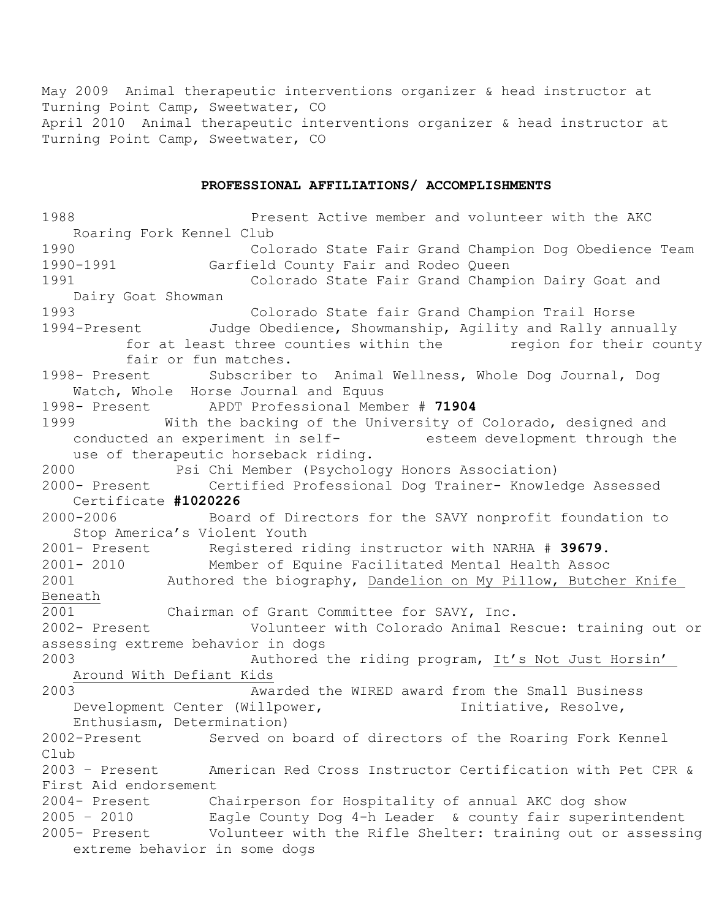May 2009 Animal therapeutic interventions organizer & head instructor at Turning Point Camp, Sweetwater, CO

April 2010 Animal therapeutic interventions organizer & head instructor at Turning Point Camp, Sweetwater, CO

**PROFESSIONAL AFFILIATIONS/ ACCOMPLISHMENTS**

1988 Present Active member and volunteer with the AKC Roaring Fork Kennel Club

1990 Colorado State Fair Grand Champion Dog Obedience Team

1990-1991 Garfield County Fair and Rodeo Queen

1991 Colorado State Fair Grand Champion Dairy Goat and Dairy Goat Showman

1993 Colorado State fair Grand Champion Trail Horse

1994-Present Judge Obedience, Showmanship, Agility and Rally annually for at least three counties within the region for their county fair or fun matches.

1998- Present Subscriber to Animal Wellness, Whole Dog Journal, Dog Watch, Whole Horse Journal and Equus

1998- Present APDT Professional Member # **71904**

1999 With the backing of the University of Colorado, designed and conducted an experiment in self- esteem development through the use of therapeutic horseback riding.

2000 Psi Chi Member (Psychology Honors Association)

2000- Present Certified Professional Dog Trainer- Knowledge Assessed Certificate **#1020226**

2000-2006 Board of Directors for the SAVY nonprofit foundation to Stop America's Violent Youth

2001- Present Registered riding instructor with NARHA # **39679.**

2001- 2010 Member of Equine Facilitated Mental Health Assoc

2001 Authored the biography, <u>Dandelion on My Pillow, Butcher Knife Beneath</u>

2001 Chairman of Grant Committee for SAVY, Inc.

2002- Present Volunteer with Colorado Animal Rescue: training out or assessing extreme behavior in dogs

2003 Authored the riding program, <u>It's Not Just Horsin' Around With Defiant Kids</u>

2003 Awarded the WIRED award from the Small Business Development Center (Willpower, Initiative, Resolve, Enthusiasm, Determination)

2002-Present Served on board of directors of the Roaring Fork Kennel Club

2003 – Present American Red Cross Instructor Certification with Pet CPR & First Aid endorsement

2004- Present Chairperson for Hospitality of annual AKC dog show

2005 – 2010 Eagle County Dog 4-h Leader & county fair superintendent

2005- Present Volunteer with the Rifle Shelter: training out or assessing extreme behavior in some dogs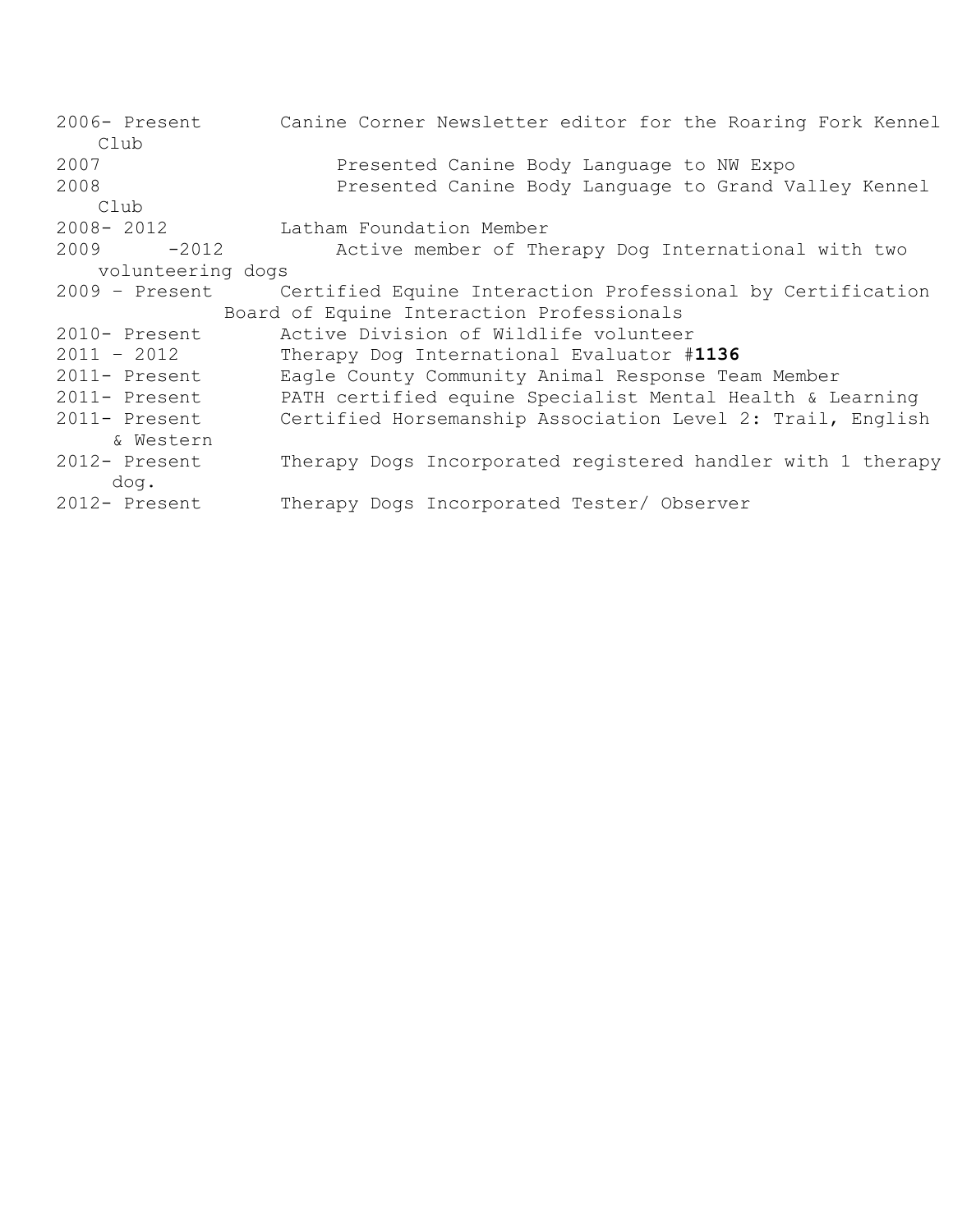2006- Present Canine Corner Newsletter editor for the Roaring Fork Kennel Club

2007 Presented Canine Body Language to NW Expo

2008 Presented Canine Body Language to Grand Valley Kennel Club

2008- 2012 Latham Foundation Member

2009 -2012 Active member of Therapy Dog International with two volunteering dogs

2009 – Present Certified Equine Interaction Professional by Certification Board of Equine Interaction Professionals

2010- Present Active Division of Wildlife volunteer

2011 – 2012 Therapy Dog International Evaluator #**1136**

2011- Present Eagle County Community Animal Response Team Member

2011- Present PATH certified equine Specialist Mental Health & Learning

2011- Present Certified Horsemanship Association Level 2: Trail, English & Western

2012- Present Therapy Dogs Incorporated registered handler with 1 therapy dog.

2012- Present Therapy Dogs Incorporated Tester/ Observer